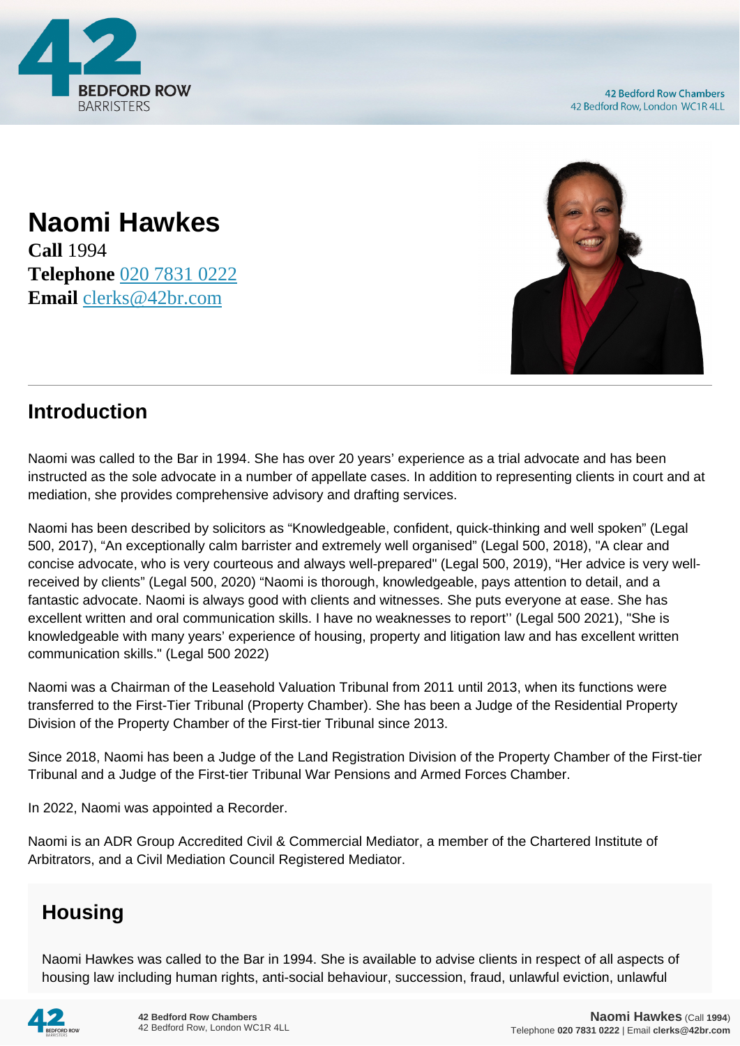# Naomi Hawkes

**Call** 1994
**Telephone** 020 7831 0222
**Email** clerks@42br.com

## Introduction

Naomi was called to the Bar in 1994. She has over 20 years' experience as a trial advocate and has been instructed as the sole advocate in a number of appellate cases. In addition to representing clients in court and at mediation, she provides comprehensive advisory and drafting services.

Naomi has been described by solicitors as "Knowledgeable, confident, quick-thinking and well spoken" (Legal 500, 2017), "An exceptionally calm barrister and extremely well organised" (Legal 500, 2018), "A clear and concise advocate, who is very courteous and always well-prepared" (Legal 500, 2019), "Her advice is very well-received by clients" (Legal 500, 2020) "Naomi is thorough, knowledgeable, pays attention to detail, and a fantastic advocate. Naomi is always good with clients and witnesses. She puts everyone at ease. She has excellent written and oral communication skills. I have no weaknesses to report'' (Legal 500 2021), "She is knowledgeable with many years' experience of housing, property and litigation law and has excellent written communication skills." (Legal 500 2022)

Naomi was a Chairman of the Leasehold Valuation Tribunal from 2011 until 2013, when its functions were transferred to the First-Tier Tribunal (Property Chamber). She has been a Judge of the Residential Property Division of the Property Chamber of the First-tier Tribunal since 2013.

Since 2018, Naomi has been a Judge of the Land Registration Division of the Property Chamber of the First-tier Tribunal and a Judge of the First-tier Tribunal War Pensions and Armed Forces Chamber.

In 2022, Naomi was appointed a Recorder.

Naomi is an ADR Group Accredited Civil & Commercial Mediator, a member of the Chartered Institute of Arbitrators, and a Civil Mediation Council Registered Mediator.

## Housing

Naomi Hawkes was called to the Bar in 1994. She is available to advise clients in respect of all aspects of housing law including human rights, anti-social behaviour, succession, fraud, unlawful eviction, unlawful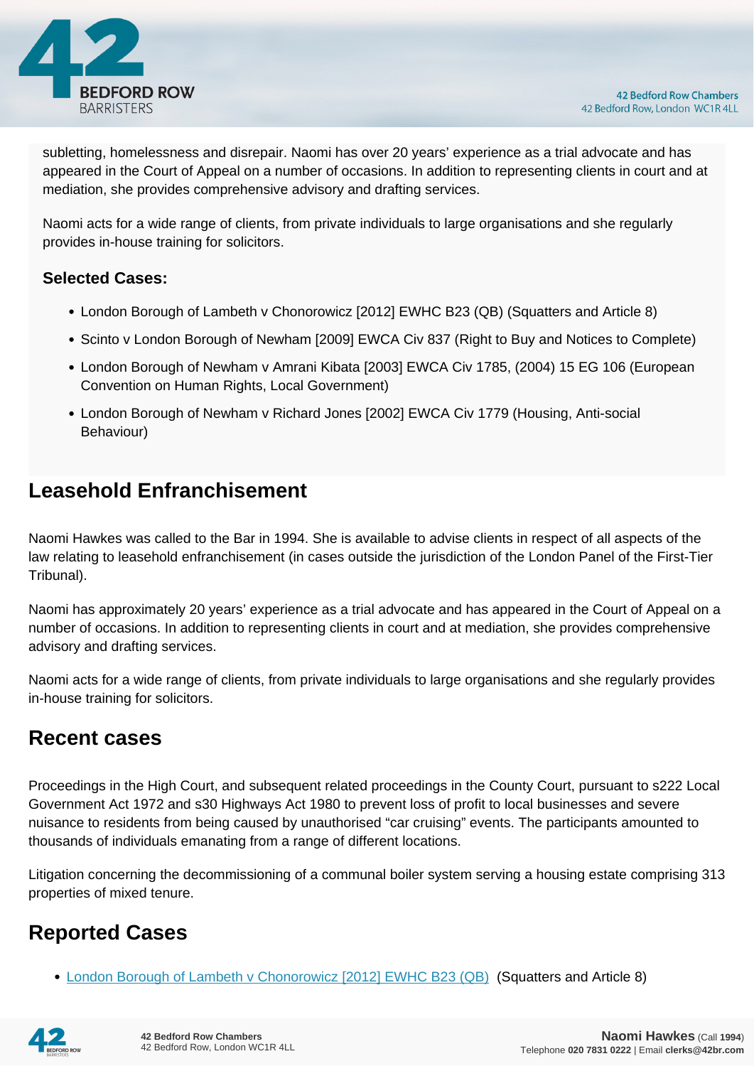subletting, homelessness and disrepair. Naomi has over 20 years' experience as a trial advocate and has appeared in the Court of Appeal on a number of occasions. In addition to representing clients in court and at mediation, she provides comprehensive advisory and drafting services.

Naomi acts for a wide range of clients, from private individuals to large organisations and she regularly provides in-house training for solicitors.

### Selected Cases:

- London Borough of Lambeth v Chonorowicz [2012] EWHC B23 (QB) (Squatters and Article 8)
- Scinto v London Borough of Newham [2009] EWCA Civ 837 (Right to Buy and Notices to Complete)
- London Borough of Newham v Amrani Kibata [2003] EWCA Civ 1785, (2004) 15 EG 106 (European Convention on Human Rights, Local Government)
- London Borough of Newham v Richard Jones [2002] EWCA Civ 1779 (Housing, Anti-social Behaviour)

## Leasehold Enfranchisement

Naomi Hawkes was called to the Bar in 1994. She is available to advise clients in respect of all aspects of the law relating to leasehold enfranchisement (in cases outside the jurisdiction of the London Panel of the First-Tier Tribunal).

Naomi has approximately 20 years' experience as a trial advocate and has appeared in the Court of Appeal on a number of occasions. In addition to representing clients in court and at mediation, she provides comprehensive advisory and drafting services.

Naomi acts for a wide range of clients, from private individuals to large organisations and she regularly provides in-house training for solicitors.

## Recent cases

Proceedings in the High Court, and subsequent related proceedings in the County Court, pursuant to s222 Local Government Act 1972 and s30 Highways Act 1980 to prevent loss of profit to local businesses and severe nuisance to residents from being caused by unauthorised "car cruising" events. The participants amounted to thousands of individuals emanating from a range of different locations.

Litigation concerning the decommissioning of a communal boiler system serving a housing estate comprising 313 properties of mixed tenure.

## Reported Cases

- London Borough of Lambeth v Chonorowicz [2012] EWHC B23 (QB) (Squatters and Article 8)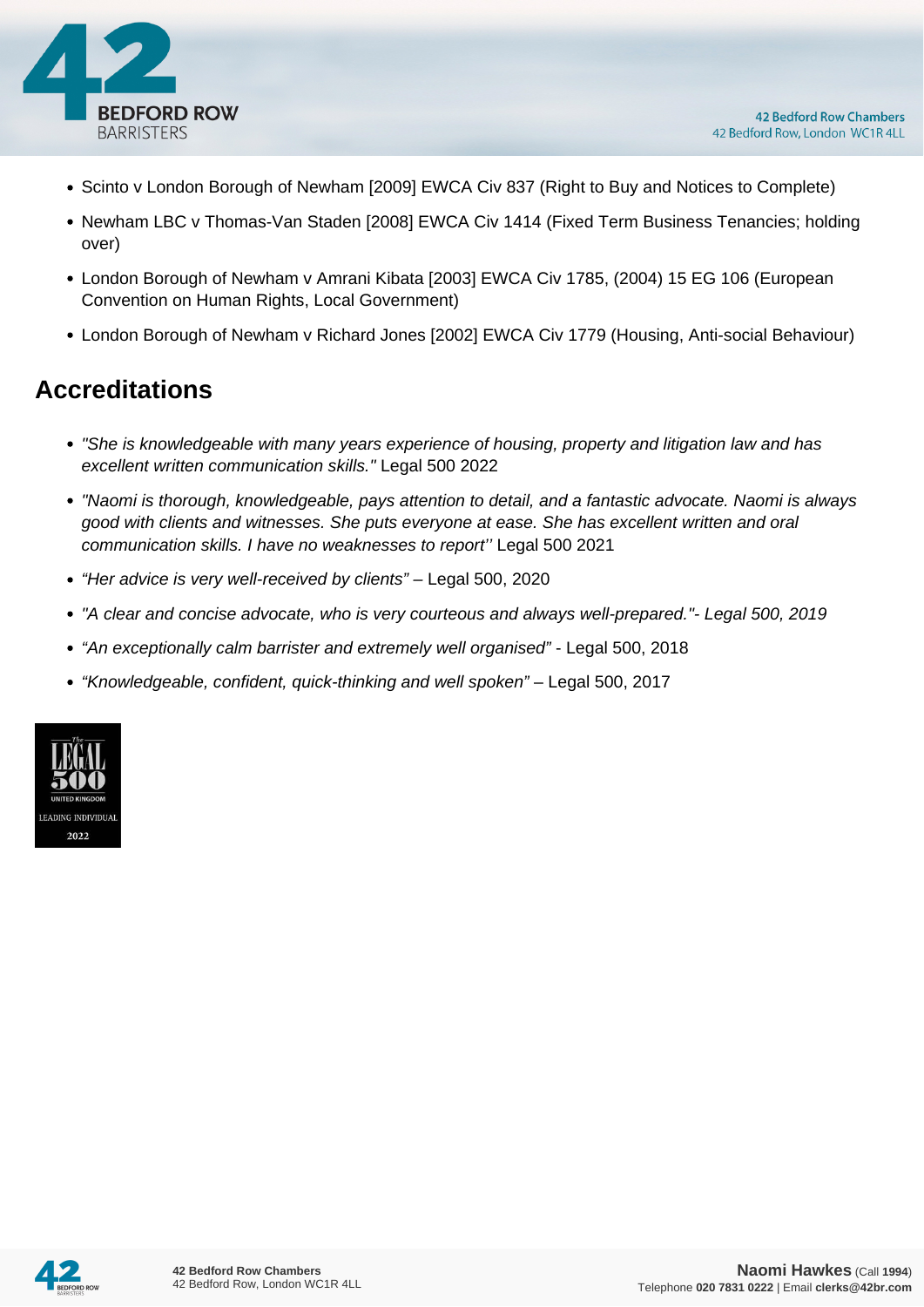- Scinto v London Borough of Newham [2009] EWCA Civ 837 (Right to Buy and Notices to Complete)
- Newham LBC v Thomas-Van Staden [2008] EWCA Civ 1414 (Fixed Term Business Tenancies; holding over)
- London Borough of Newham v Amrani Kibata [2003] EWCA Civ 1785, (2004) 15 EG 106 (European Convention on Human Rights, Local Government)
- London Borough of Newham v Richard Jones [2002] EWCA Civ 1779 (Housing, Anti-social Behaviour)

## Accreditations

- *"She is knowledgeable with many years experience of housing, property and litigation law and has excellent written communication skills."* Legal 500 2022
- *"Naomi is thorough, knowledgeable, pays attention to detail, and a fantastic advocate. Naomi is always good with clients and witnesses. She puts everyone at ease. She has excellent written and oral communication skills. I have no weaknesses to report''* Legal 500 2021
- *"Her advice is very well-received by clients"* – Legal 500, 2020
- *"A clear and concise advocate, who is very courteous and always well-prepared."- Legal 500, 2019*
- *"An exceptionally calm barrister and extremely well organised"* - Legal 500, 2018
- *"Knowledgeable, confident, quick-thinking and well spoken"* – Legal 500, 2017

The LEGAL 500 UNITED KINGDOM LEADING INDIVIDUAL 2022